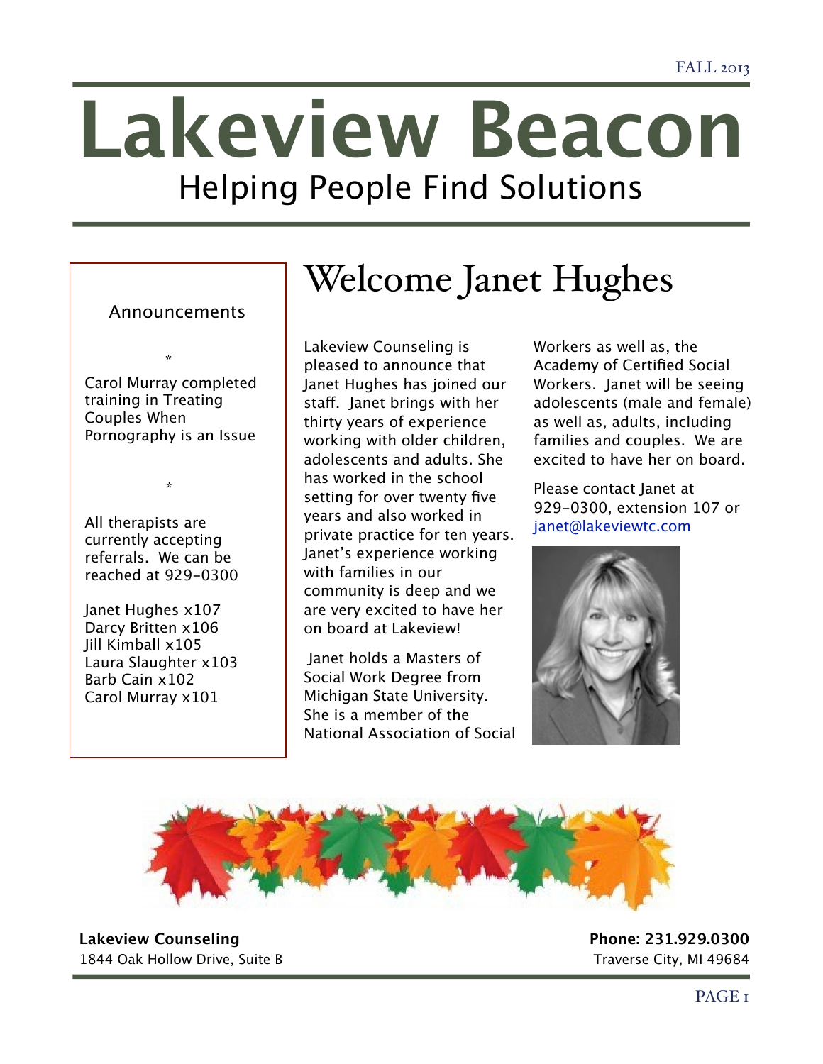FALL 2013

# Lakeview Beacon

Helping People Find Solutions

## Welcome Janet Hughes

Lakeview Counseling is pleased to announce that Janet Hughes has joined our staff. Janet brings with her thirty years of experience working with older children, adolescents and adults. She has worked in the school setting for over twenty five years and also worked in private practice for ten years. Janet's experience working with families in our community is deep and we are very excited to have her on board at Lakeview!

Janet holds a Masters of Social Work Degree from Michigan State University. She is a member of the National Association of Social Workers as well as, the Academy of Certified Social Workers. Janet will be seeing adolescents (male and female) as well as, adults, including families and couples. We are excited to have her on board.

Please contact Janet at 929-0300, extension 107 or janet@lakeviewtc.com

### Announcements

*

Carol Murray completed training in Treating Couples When Pornography is an Issue

*

All therapists are currently accepting referrals. We can be reached at 929-0300

Janet Hughes x107
Darcy Britten x106
Jill Kimball x105
Laura Slaughter x103
Barb Cain x102
Carol Murray x101

**Lakeview Counseling**
1844 Oak Hollow Drive, Suite B

**Phone: 231.929.0300**
Traverse City, MI 49684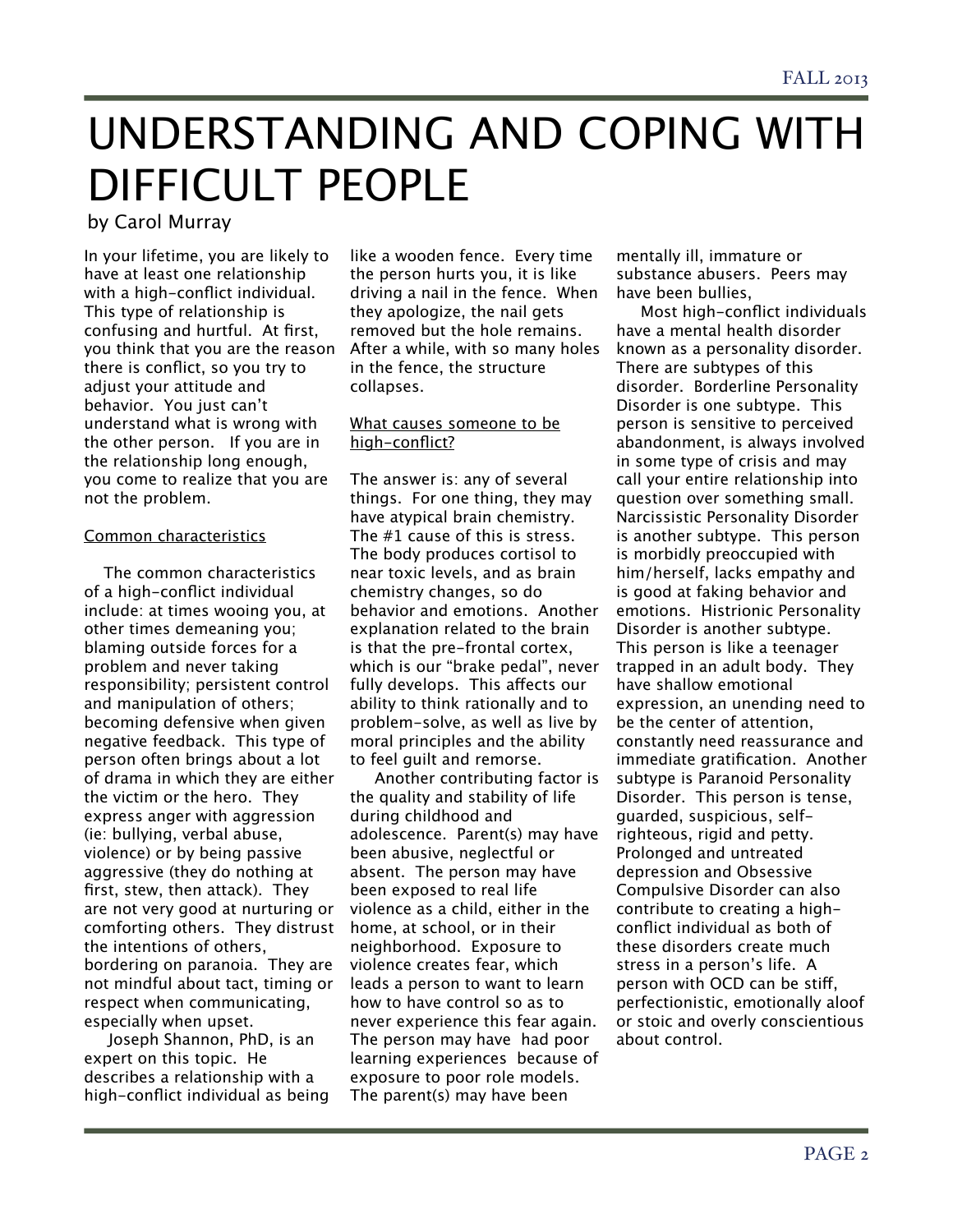# UNDERSTANDING AND COPING WITH DIFFICULT PEOPLE

by Carol Murray

In your lifetime, you are likely to have at least one relationship with a high-conflict individual. This type of relationship is confusing and hurtful. At first, you think that you are the reason there is conflict, so you try to adjust your attitude and behavior. You just can't understand what is wrong with the other person. If you are in the relationship long enough, you come to realize that you are not the problem.

Common characteristics

The common characteristics of a high-conflict individual include: at times wooing you, at other times demeaning you; blaming outside forces for a problem and never taking responsibility; persistent control and manipulation of others; becoming defensive when given negative feedback. This type of person often brings about a lot of drama in which they are either the victim or the hero. They express anger with aggression (ie: bullying, verbal abuse, violence) or by being passive aggressive (they do nothing at first, stew, then attack). They are not very good at nurturing or comforting others. They distrust the intentions of others, bordering on paranoia. They are not mindful about tact, timing or respect when communicating, especially when upset.

Joseph Shannon, PhD, is an expert on this topic. He describes a relationship with a high-conflict individual as being like a wooden fence. Every time the person hurts you, it is like driving a nail in the fence. When they apologize, the nail gets removed but the hole remains. After a while, with so many holes in the fence, the structure collapses.

What causes someone to be high-conflict?

The answer is: any of several things. For one thing, they may have atypical brain chemistry. The #1 cause of this is stress. The body produces cortisol to near toxic levels, and as brain chemistry changes, so do behavior and emotions. Another explanation related to the brain is that the pre-frontal cortex, which is our "brake pedal", never fully develops. This affects our ability to think rationally and to problem-solve, as well as live by moral principles and the ability to feel guilt and remorse.

Another contributing factor is the quality and stability of life during childhood and adolescence. Parent(s) may have been abusive, neglectful or absent. The person may have been exposed to real life violence as a child, either in the home, at school, or in their neighborhood. Exposure to violence creates fear, which leads a person to want to learn how to have control so as to never experience this fear again. The person may have had poor learning experiences because of exposure to poor role models. The parent(s) may have been mentally ill, immature or substance abusers. Peers may have been bullies,

Most high-conflict individuals have a mental health disorder known as a personality disorder. There are subtypes of this disorder. Borderline Personality Disorder is one subtype. This person is sensitive to perceived abandonment, is always involved in some type of crisis and may call your entire relationship into question over something small. Narcissistic Personality Disorder is another subtype. This person is morbidly preoccupied with him/herself, lacks empathy and is good at faking behavior and emotions. Histrionic Personality Disorder is another subtype. This person is like a teenager trapped in an adult body. They have shallow emotional expression, an unending need to be the center of attention, constantly need reassurance and immediate gratification. Another subtype is Paranoid Personality Disorder. This person is tense, guarded, suspicious, self-righteous, rigid and petty. Prolonged and untreated depression and Obsessive Compulsive Disorder can also contribute to creating a high-conflict individual as both of these disorders create much stress in a person's life. A person with OCD can be stiff, perfectionistic, emotionally aloof or stoic and overly conscientious about control.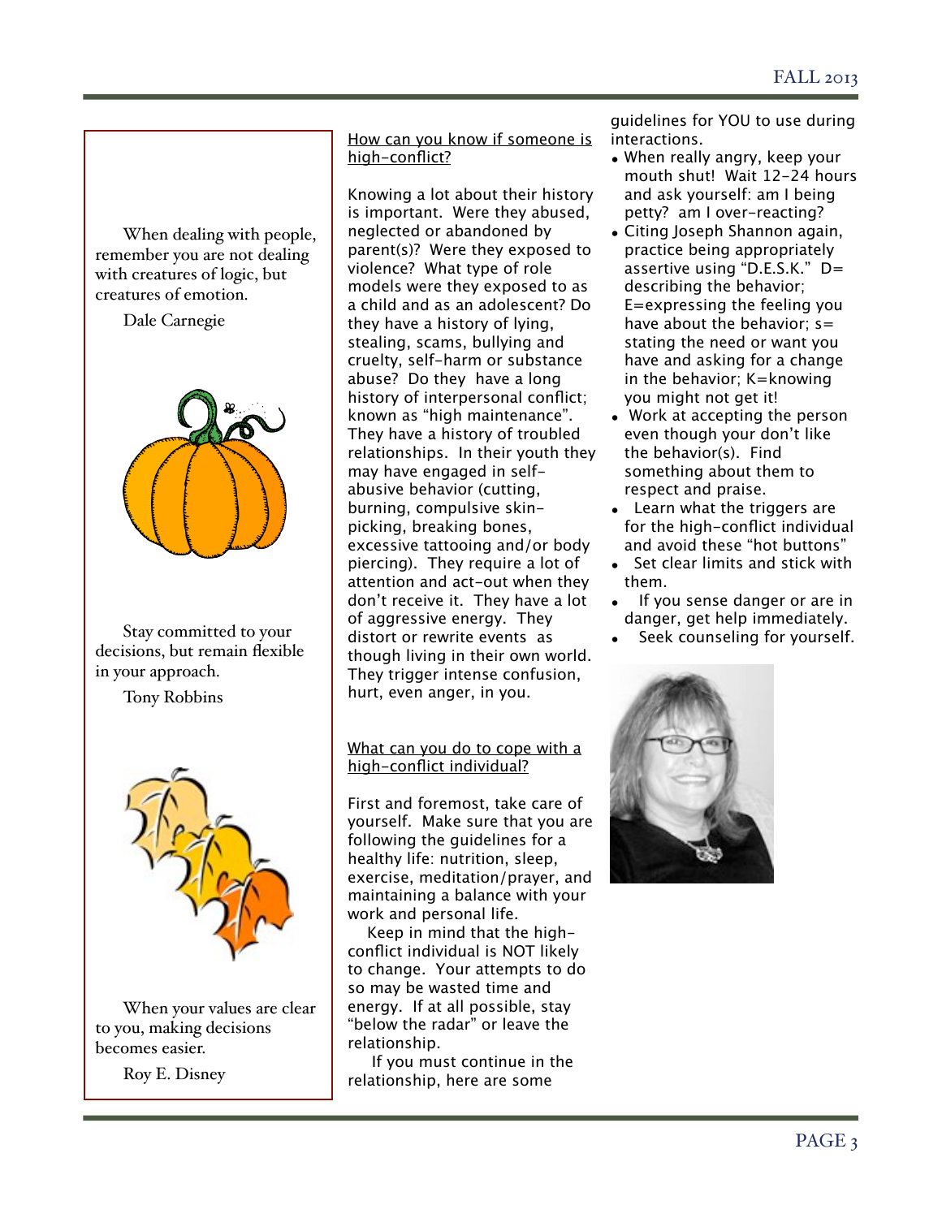When dealing with people, remember you are not dealing with creatures of logic, but creatures of emotion.

Dale Carnegie

Stay committed to your decisions, but remain flexible in your approach.

Tony Robbins

When your values are clear to you, making decisions becomes easier.

Roy E. Disney

How can you know if someone is high-conflict?

Knowing a lot about their history is important. Were they abused, neglected or abandoned by parent(s)? Were they exposed to violence? What type of role models were they exposed to as a child and as an adolescent? Do they have a history of lying, stealing, scams, bullying and cruelty, self-harm or substance abuse? Do they have a long history of interpersonal conflict; known as "high maintenance". They have a history of troubled relationships. In their youth they may have engaged in self-abusive behavior (cutting, burning, compulsive skin-picking, breaking bones, excessive tattooing and/or body piercing). They require a lot of attention and act-out when they don't receive it. They have a lot of aggressive energy. They distort or rewrite events as though living in their own world. They trigger intense confusion, hurt, even anger, in you.

What can you do to cope with a high-conflict individual?

First and foremost, take care of yourself. Make sure that you are following the guidelines for a healthy life: nutrition, sleep, exercise, meditation/prayer, and maintaining a balance with your work and personal life.

Keep in mind that the high-conflict individual is NOT likely to change. Your attempts to do so may be wasted time and energy. If at all possible, stay "below the radar" or leave the relationship.

If you must continue in the relationship, here are some guidelines for YOU to use during interactions.

- When really angry, keep your mouth shut! Wait 12-24 hours and ask yourself: am I being petty? am I over-reacting?
- Citing Joseph Shannon again, practice being appropriately assertive using "D.E.S.K." D= describing the behavior; E=expressing the feeling you have about the behavior; s= stating the need or want you have and asking for a change in the behavior; K=knowing you might not get it!
- Work at accepting the person even though your don't like the behavior(s). Find something about them to respect and praise.
- Learn what the triggers are for the high-conflict individual and avoid these "hot buttons"
- Set clear limits and stick with them.
- If you sense danger or are in danger, get help immediately.
- Seek counseling for yourself.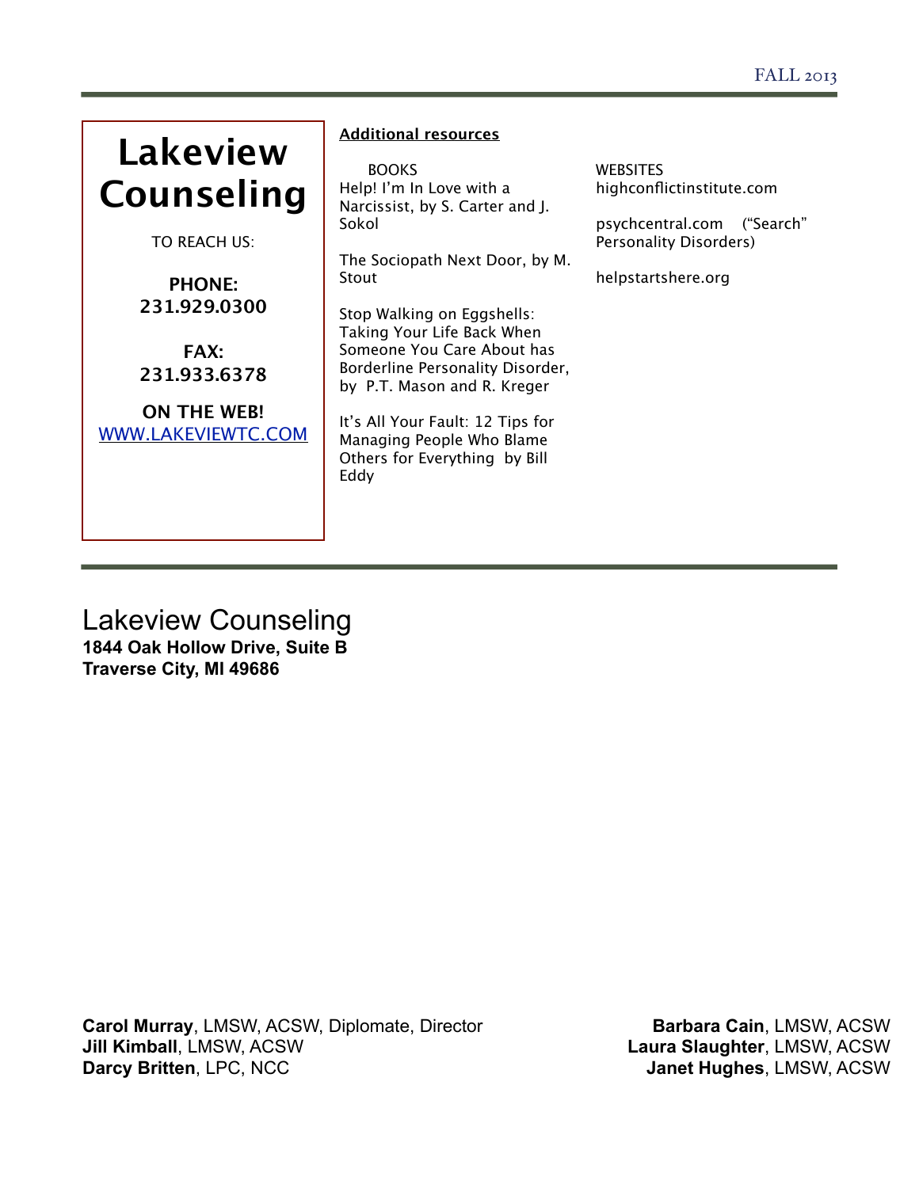# Lakeview Counseling

TO REACH US:

**PHONE:**
**231.929.0300**

**FAX:**
**231.933.6378**

**ON THE WEB!**
[WWW.LAKEVIEWTC.COM](http://WWW.LAKEVIEWTC.COM)

## Additional resources

BOOKS

Help! I'm In Love with a Narcissist, by S. Carter and J. Sokol

The Sociopath Next Door, by M. Stout

Stop Walking on Eggshells: Taking Your Life Back When Someone You Care About has Borderline Personality Disorder, by P.T. Mason and R. Kreger

It's All Your Fault: 12 Tips for Managing People Who Blame Others for Everything by Bill Eddy

WEBSITES

highconflictinstitute.com

psychcentral.com ("Search" Personality Disorders)

helpstartshere.org

Lakeview Counseling
**1844 Oak Hollow Drive, Suite B**
**Traverse City, MI 49686**

**Carol Murray**, LMSW, ACSW, Diplomate, Director
**Jill Kimball**, LMSW, ACSW
**Darcy Britten**, LPC, NCC
**Barbara Cain**, LMSW, ACSW
**Laura Slaughter**, LMSW, ACSW
**Janet Hughes**, LMSW, ACSW